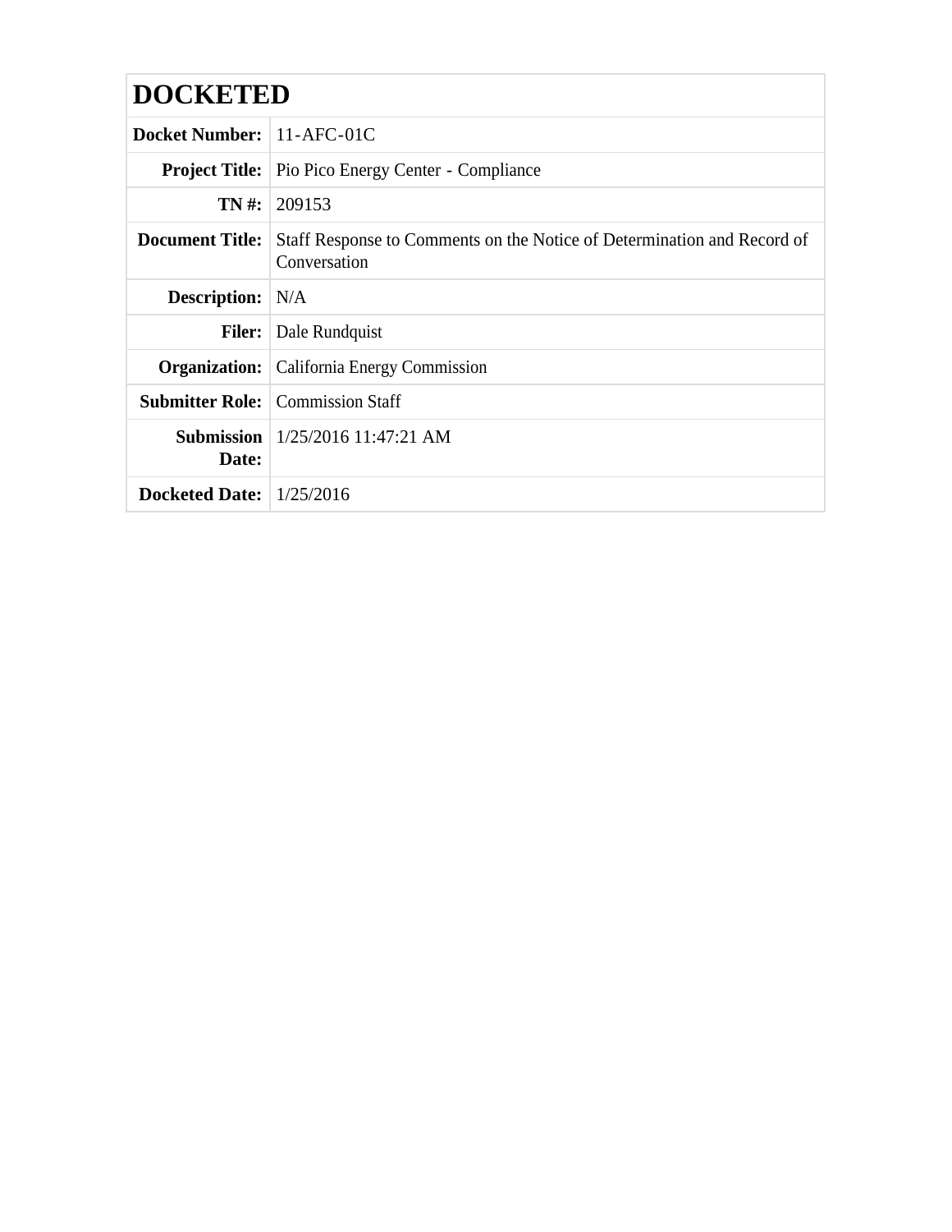# DOCKETED

| | |
|---|---|
| **Docket Number:** | 11-AFC-01C |
| **Project Title:** | Pio Pico Energy Center - Compliance |
| **TN #:** | 209153 |
| **Document Title:** | Staff Response to Comments on the Notice of Determination and Record of Conversation |
| **Description:** | N/A |
| **Filer:** | Dale Rundquist |
| **Organization:** | California Energy Commission |
| **Submitter Role:** | Commission Staff |
| **Submission Date:** | 1/25/2016 11:47:21 AM |
| **Docketed Date:** | 1/25/2016 |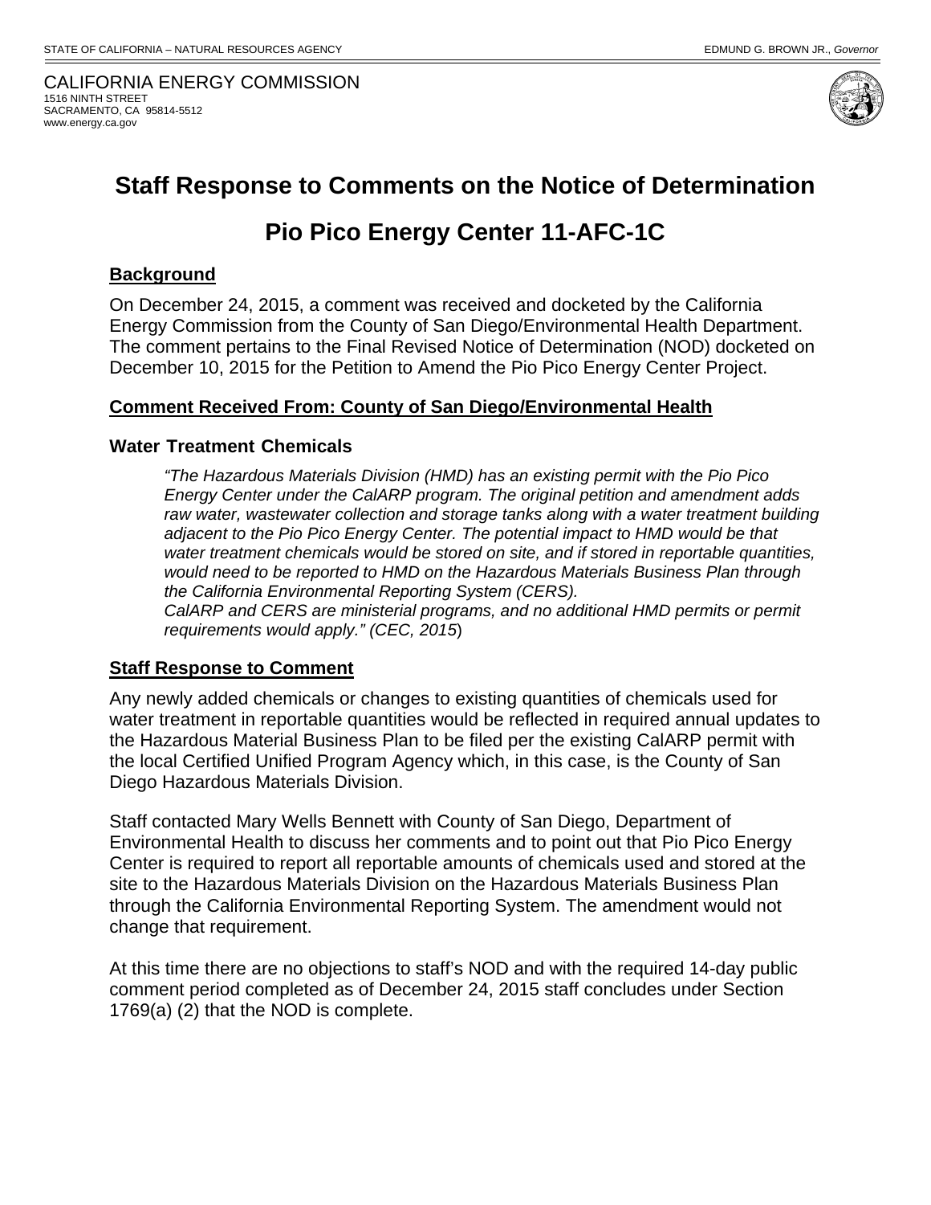STATE OF CALIFORNIA – NATURAL RESOURCES AGENCY

EDMUND G. BROWN JR., *Governor*

CALIFORNIA ENERGY COMMISSION
1516 NINTH STREET
SACRAMENTO, CA 95814-5512
www.energy.ca.gov

# Staff Response to Comments on the Notice of Determination

# Pio Pico Energy Center 11-AFC-1C

## Background

On December 24, 2015, a comment was received and docketed by the California Energy Commission from the County of San Diego/Environmental Health Department. The comment pertains to the Final Revised Notice of Determination (NOD) docketed on December 10, 2015 for the Petition to Amend the Pio Pico Energy Center Project.

## Comment Received From: County of San Diego/Environmental Health

### Water Treatment Chemicals

> *"The Hazardous Materials Division (HMD) has an existing permit with the Pio Pico Energy Center under the CalARP program. The original petition and amendment adds raw water, wastewater collection and storage tanks along with a water treatment building adjacent to the Pio Pico Energy Center. The potential impact to HMD would be that water treatment chemicals would be stored on site, and if stored in reportable quantities, would need to be reported to HMD on the Hazardous Materials Business Plan through the California Environmental Reporting System (CERS).*
> *CalARP and CERS are ministerial programs, and no additional HMD permits or permit requirements would apply." (CEC, 2015*)

## Staff Response to Comment

Any newly added chemicals or changes to existing quantities of chemicals used for water treatment in reportable quantities would be reflected in required annual updates to the Hazardous Material Business Plan to be filed per the existing CalARP permit with the local Certified Unified Program Agency which, in this case, is the County of San Diego Hazardous Materials Division.

Staff contacted Mary Wells Bennett with County of San Diego, Department of Environmental Health to discuss her comments and to point out that Pio Pico Energy Center is required to report all reportable amounts of chemicals used and stored at the site to the Hazardous Materials Division on the Hazardous Materials Business Plan through the California Environmental Reporting System. The amendment would not change that requirement.

At this time there are no objections to staff's NOD and with the required 14-day public comment period completed as of December 24, 2015 staff concludes under Section 1769(a) (2) that the NOD is complete.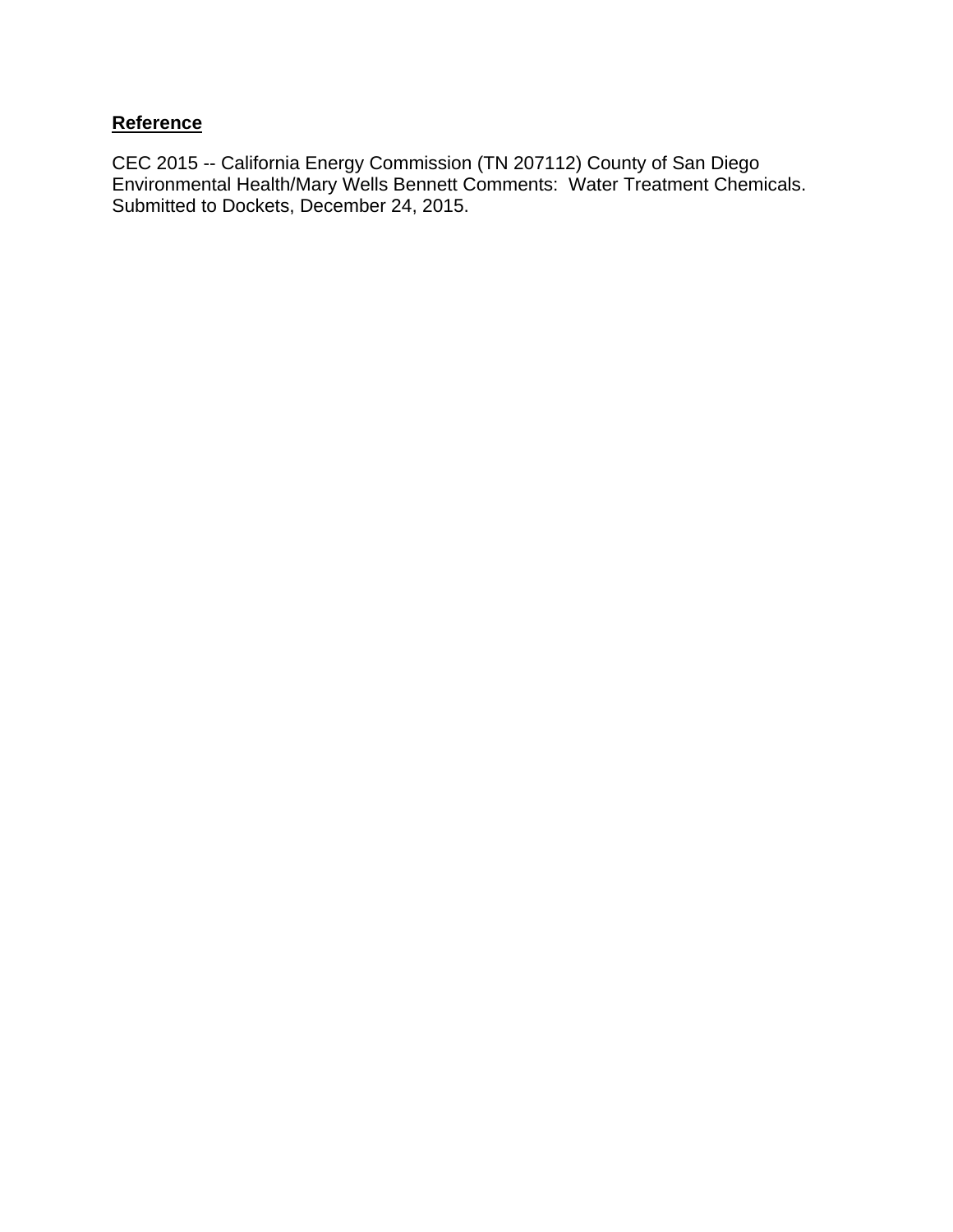**Reference**

CEC 2015 -- California Energy Commission (TN 207112) County of San Diego Environmental Health/Mary Wells Bennett Comments: Water Treatment Chemicals. Submitted to Dockets, December 24, 2015.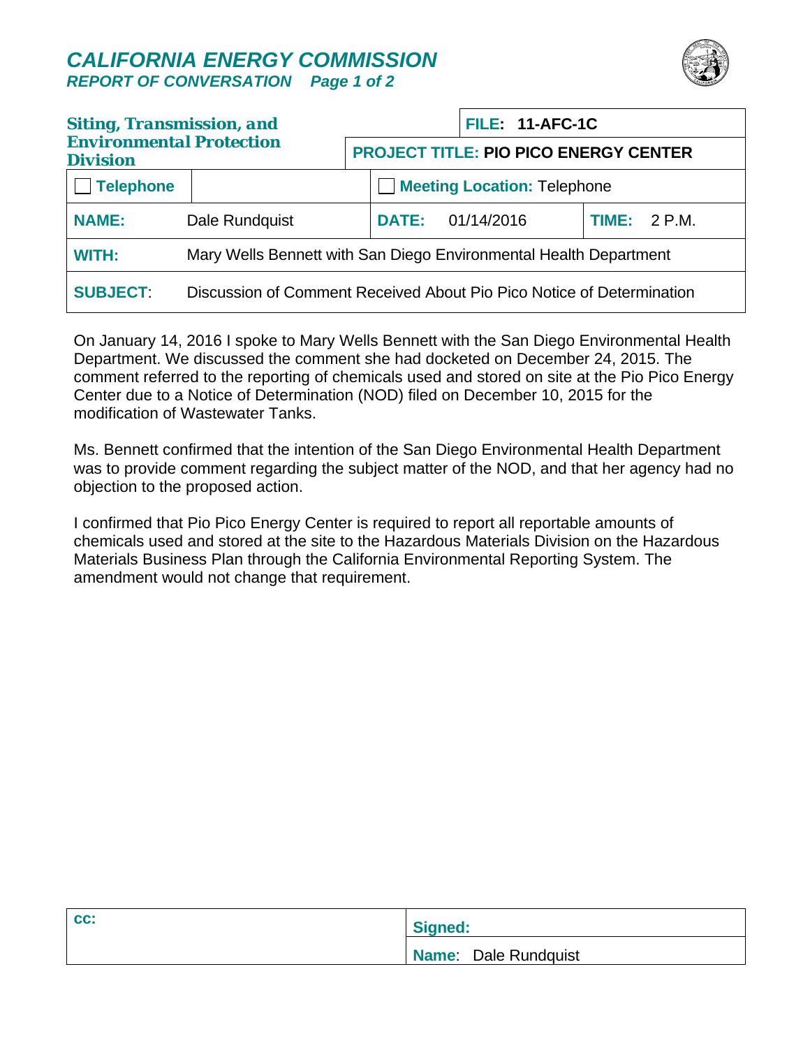# CALIFORNIA ENERGY COMMISSION

***REPORT OF CONVERSATION***

| **Siting, Transmission, and Environmental Protection Division** | | **FILE: 11-AFC-1C** | |
|---|---|---|---|
| | | **PROJECT TITLE: PIO PICO ENERGY CENTER** | |
| ☐ **Telephone** | | ☐ **Meeting Location:** Telephone | |
| **NAME:** | Dale Rundquist | **DATE:** 01/14/2016 | **TIME:** 2 P.M. |
| **WITH:** | Mary Wells Bennett with San Diego Environmental Health Department | | |
| **SUBJECT:** | Discussion of Comment Received About Pio Pico Notice of Determination | | |

On January 14, 2016 I spoke to Mary Wells Bennett with the San Diego Environmental Health Department. We discussed the comment she had docketed on December 24, 2015. The comment referred to the reporting of chemicals used and stored on site at the Pio Pico Energy Center due to a Notice of Determination (NOD) filed on December 10, 2015 for the modification of Wastewater Tanks.

Ms. Bennett confirmed that the intention of the San Diego Environmental Health Department was to provide comment regarding the subject matter of the NOD, and that her agency had no objection to the proposed action.

I confirmed that Pio Pico Energy Center is required to report all reportable amounts of chemicals used and stored at the site to the Hazardous Materials Division on the Hazardous Materials Business Plan through the California Environmental Reporting System. The amendment would not change that requirement.

| **cc:** | **Signed:** |
|---|---|
| | **Name:** Dale Rundquist |